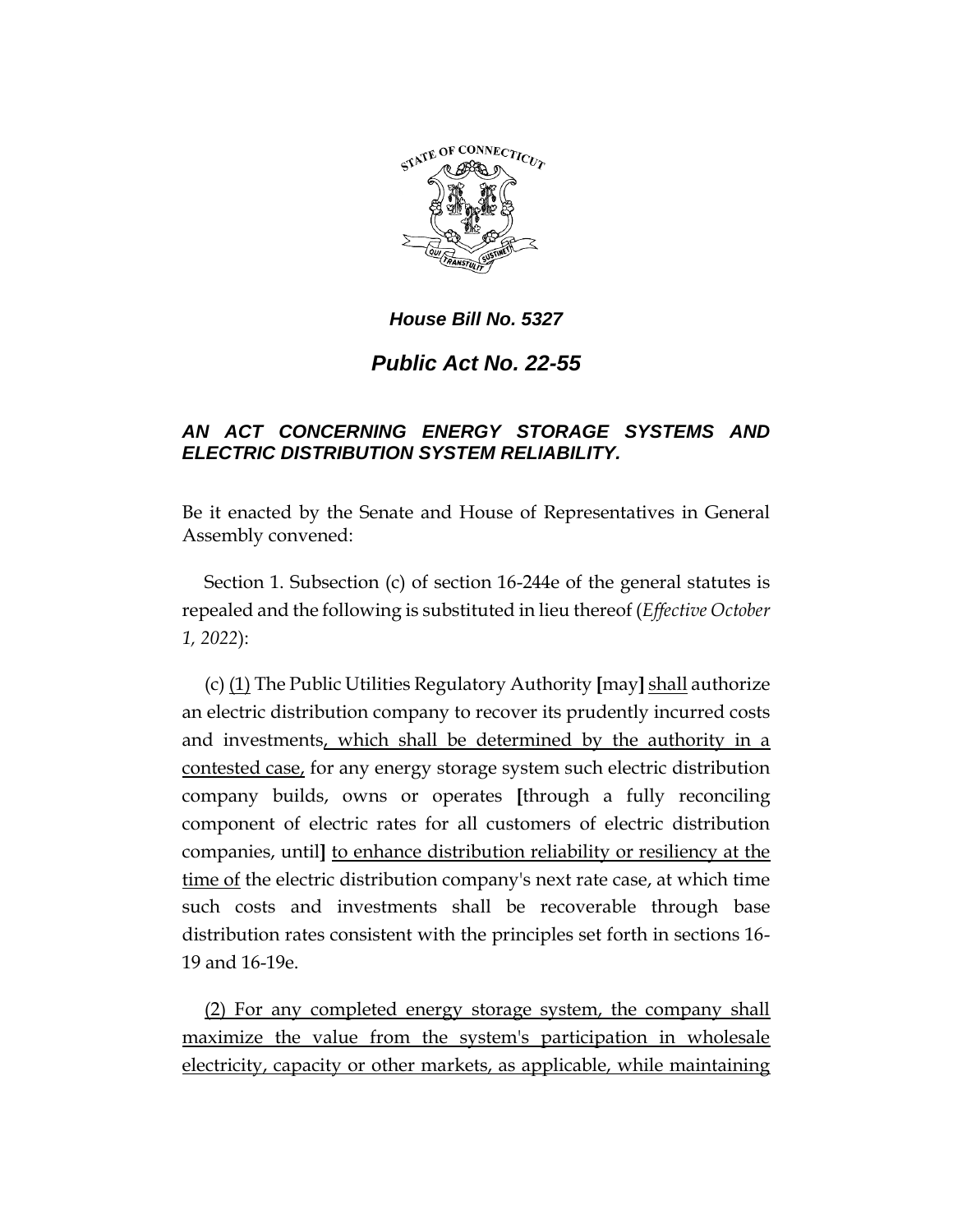***House Bill No. 5327***

## *Public Act No. 22-55*

### *AN ACT CONCERNING ENERGY STORAGE SYSTEMS AND ELECTRIC DISTRIBUTION SYSTEM RELIABILITY.*

Be it enacted by the Senate and House of Representatives in General Assembly convened:

Section 1. Subsection (c) of section 16-244e of the general statutes is repealed and the following is substituted in lieu thereof (*Effective October 1, 2022*):

(c) <u>(1)</u> The Public Utilities Regulatory Authority **[**may**]** <u>shall</u> authorize an electric distribution company to recover its prudently incurred costs and investments<u>, which shall be determined by the authority in a contested case,</u> for any energy storage system such electric distribution company builds, owns or operates **[**through a fully reconciling component of electric rates for all customers of electric distribution companies, until**]** <u>to enhance distribution reliability or resiliency at the time of</u> the electric distribution company's next rate case, at which time such costs and investments shall be recoverable through base distribution rates consistent with the principles set forth in sections 16-19 and 16-19e.

<u>(2) For any completed energy storage system, the company shall maximize the value from the system's participation in wholesale electricity, capacity or other markets, as applicable, while maintaining</u>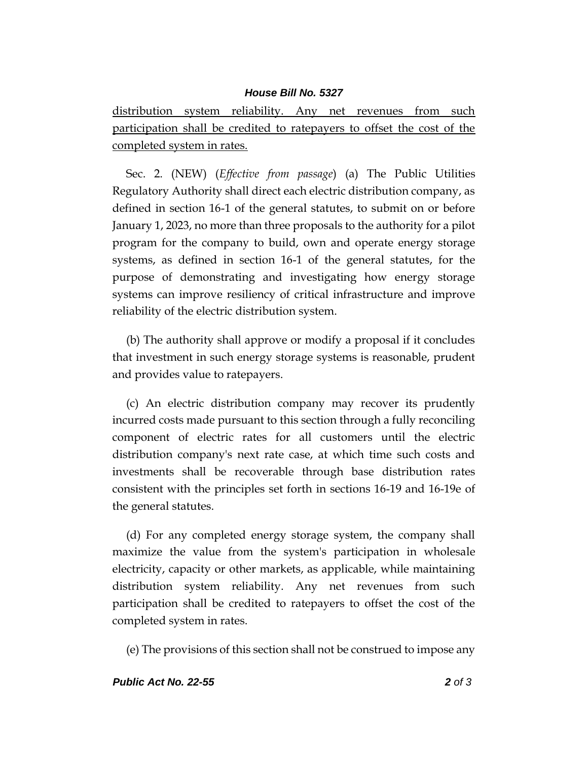<u>distribution system reliability. Any net revenues from such participation shall be credited to ratepayers to offset the cost of the completed system in rates.</u>

Sec. 2. (NEW) (*Effective from passage*) (a) The Public Utilities Regulatory Authority shall direct each electric distribution company, as defined in section 16-1 of the general statutes, to submit on or before January 1, 2023, no more than three proposals to the authority for a pilot program for the company to build, own and operate energy storage systems, as defined in section 16-1 of the general statutes, for the purpose of demonstrating and investigating how energy storage systems can improve resiliency of critical infrastructure and improve reliability of the electric distribution system.

(b) The authority shall approve or modify a proposal if it concludes that investment in such energy storage systems is reasonable, prudent and provides value to ratepayers.

(c) An electric distribution company may recover its prudently incurred costs made pursuant to this section through a fully reconciling component of electric rates for all customers until the electric distribution company's next rate case, at which time such costs and investments shall be recoverable through base distribution rates consistent with the principles set forth in sections 16-19 and 16-19e of the general statutes.

(d) For any completed energy storage system, the company shall maximize the value from the system's participation in wholesale electricity, capacity or other markets, as applicable, while maintaining distribution system reliability. Any net revenues from such participation shall be credited to ratepayers to offset the cost of the completed system in rates.

(e) The provisions of this section shall not be construed to impose any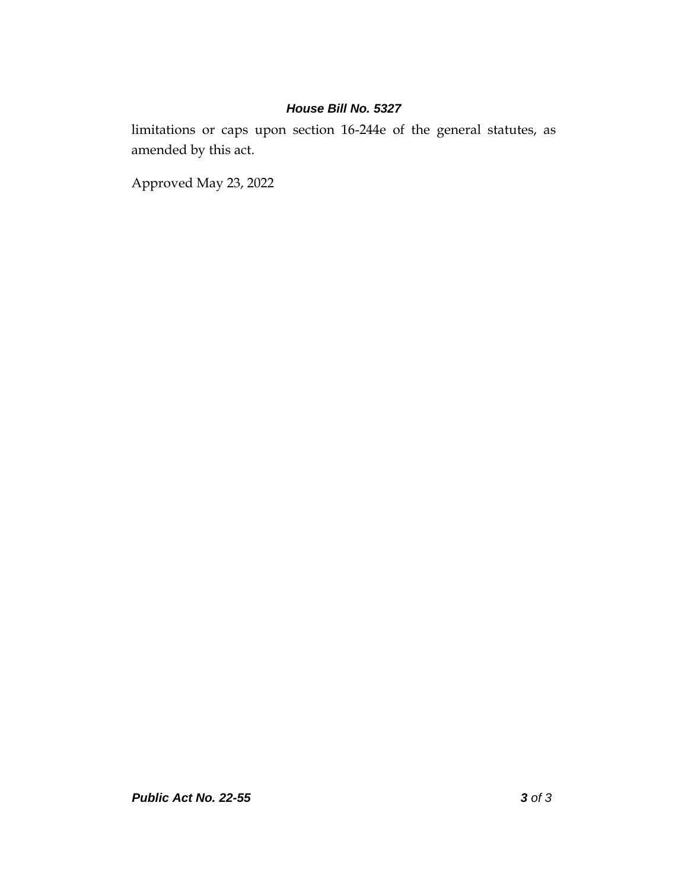limitations or caps upon section 16-244e of the general statutes, as amended by this act.

Approved May 23, 2022